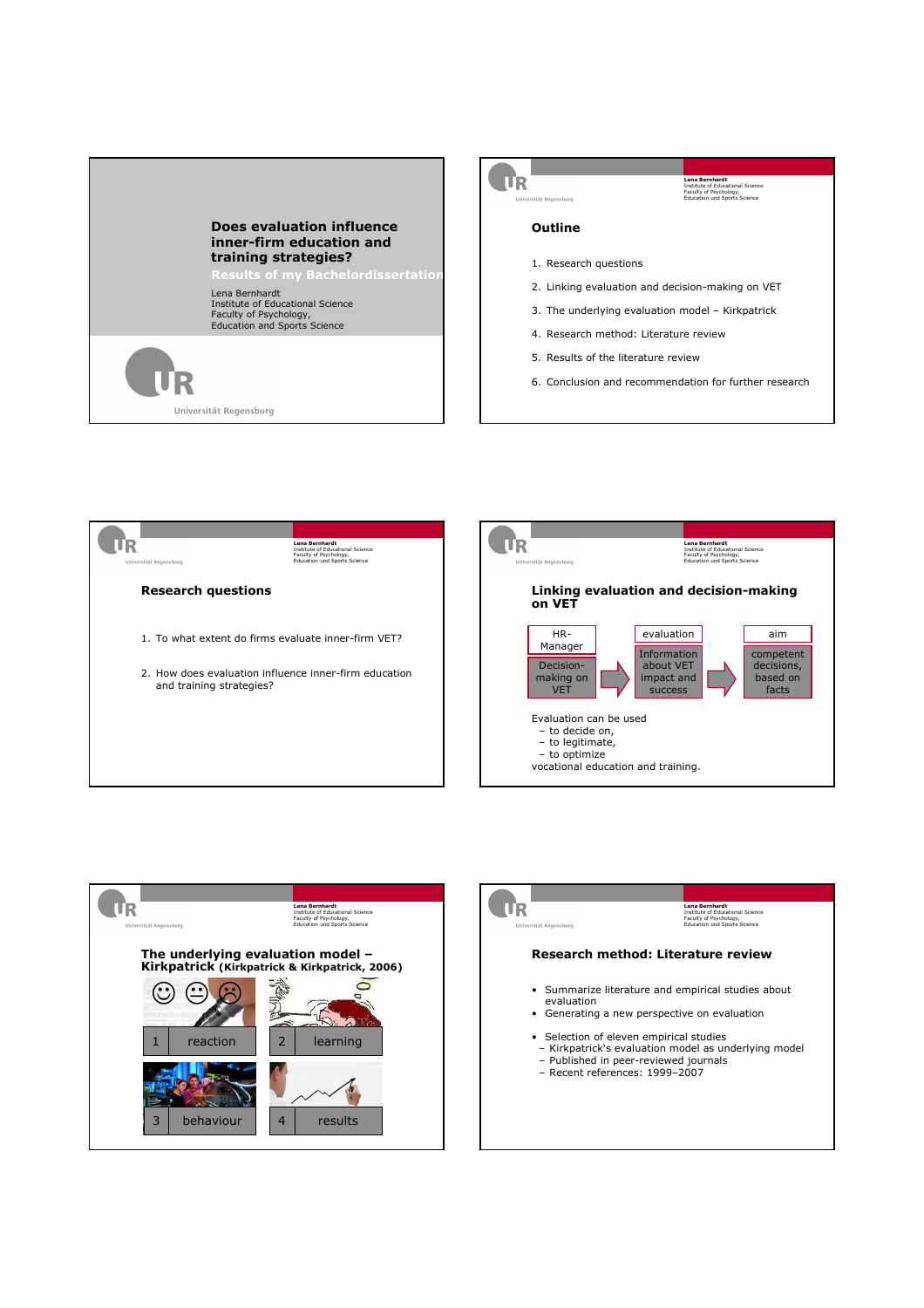# Does evaluation influence inner-firm education and training strategies?

**Results of my Bachelordissertation**

Lena Bernhardt
Institute of Educational Science
Faculty of Psychology,
Education and Sports Science

Universität Regensburg

## Outline

1. Research questions
2. Linking evaluation and decision-making on VET
3. The underlying evaluation model – Kirkpatrick
4. Research method: Literature review
5. Results of the literature review
6. Conclusion and recommendation for further research

## Research questions

1. To what extent do firms evaluate inner-firm VET?
2. How does evaluation influence inner-firm education and training strategies?

## Linking evaluation and decision-making on VET

| HR-Manager | | evaluation | | aim |
|---|---|---|---|---|
| Decision-making on VET | → | Information about VET impact and success | → | competent decisions, based on facts |

Evaluation can be used

- to decide on,
- to legitimate,
- to optimize

vocational education and training.

## The underlying evaluation model – Kirkpatrick (Kirkpatrick & Kirkpatrick, 2006)

1. reaction
2. learning
3. behaviour
4. results

## Research method: Literature review

- Summarize literature and empirical studies about evaluation
- Generating a new perspective on evaluation
- Selection of eleven empirical studies
  - Kirkpatrick's evaluation model as underlying model
  - Published in peer-reviewed journals
  - Recent references: 1999–2007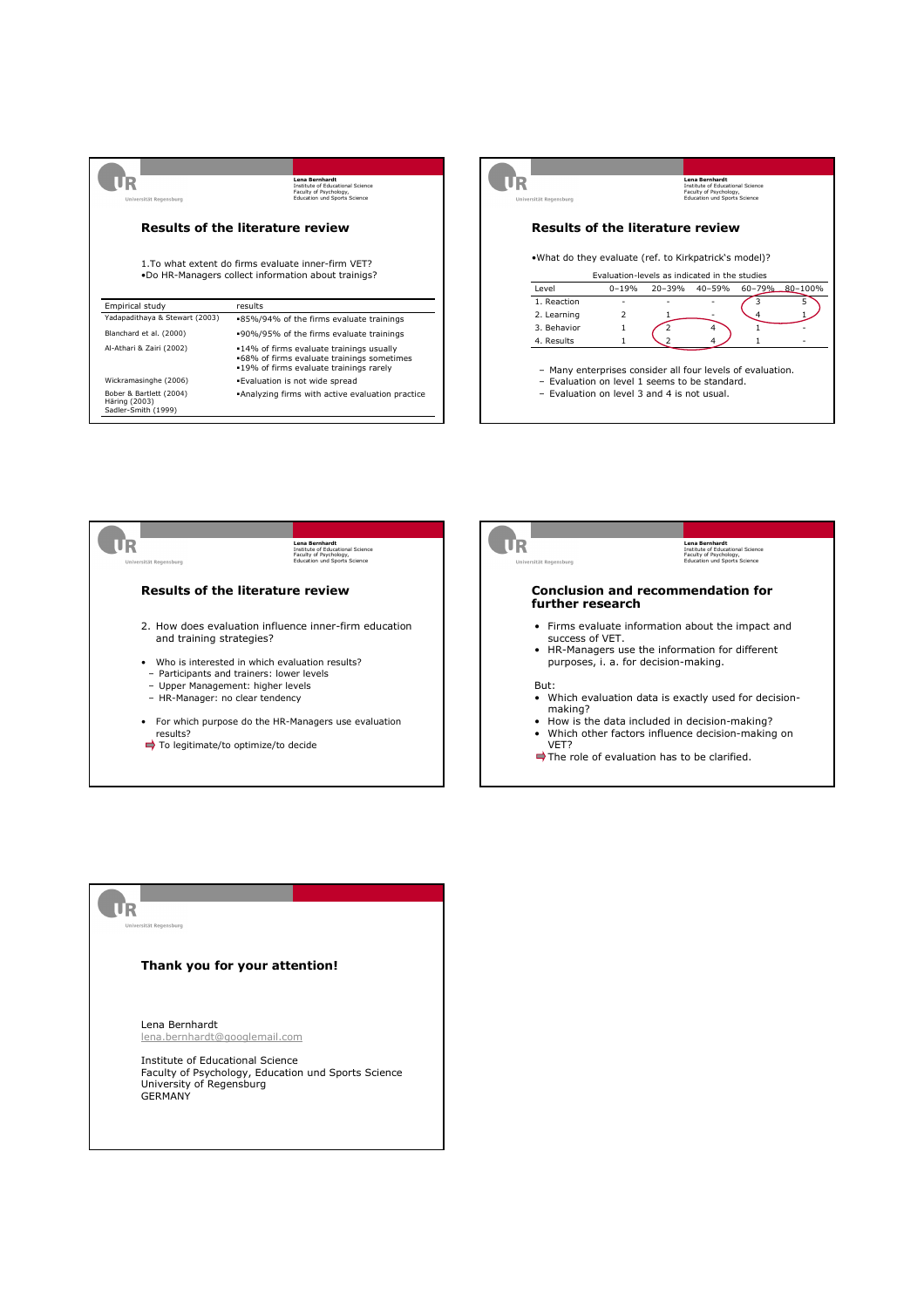## Results of the literature review

1.To what extent do firms evaluate inner-firm VET?
•Do HR-Managers collect information about trainigs?

| Empirical study | results |
|---|---|
| Yadapadithaya & Stewart (2003) | •85%/94% of the firms evaluate trainings |
| Blanchard et al. (2000) | •90%/95% of the firms evaluate trainings |
| Al-Athari & Zairi (2002) | •14% of firms evaluate trainings usually •68% of firms evaluate trainings sometimes •19% of firms evaluate trainings rarely |
| Wickramasinghe (2006) | •Evaluation is not wide spread |
| Bober & Bartlett (2004) Häring (2003) Sadler-Smith (1999) | •Analyzing firms with active evaluation practice |

## Results of the literature review

•What do they evaluate (ref. to Kirkpatrick's model)?

Evaluation-levels as indicated in the studies

| Level | 0–19% | 20–39% | 40–59% | 60–79% | 80–100% |
|---|---|---|---|---|---|
| 1. Reaction | - | - | - | 3 | 5 |
| 2. Learning | 2 | 1 | - | 4 | 1 |
| 3. Behavior | 1 | 2 | 4 | 1 | - |
| 4. Results | 1 | 2 | 4 | 1 | - |

- Many enterprises consider all four levels of evaluation.
- Evaluation on level 1 seems to be standard.
- Evaluation on level 3 and 4 is not usual.

## Results of the literature review

2. How does evaluation influence inner-firm education and training strategies?

- Who is interested in which evaluation results?
  - Participants and trainers: lower levels
  - Upper Management: higher levels
  - HR-Manager: no clear tendency

- For which purpose do the HR-Managers use evaluation results?

⇨ To legitimate/to optimize/to decide

## Conclusion and recommendation for further research

- Firms evaluate information about the impact and success of VET.
- HR-Managers use the information for different purposes, i. a. for decision-making.

But:

- Which evaluation data is exactly used for decision-making?
- How is the data included in decision-making?
- Which other factors influence decision-making on VET?

⇨ The role of evaluation has to be clarified.

## Thank you for your attention!

Lena Bernhardt
lena.bernhardt@googlemail.com

Institute of Educational Science
Faculty of Psychology, Education und Sports Science
University of Regensburg
GERMANY